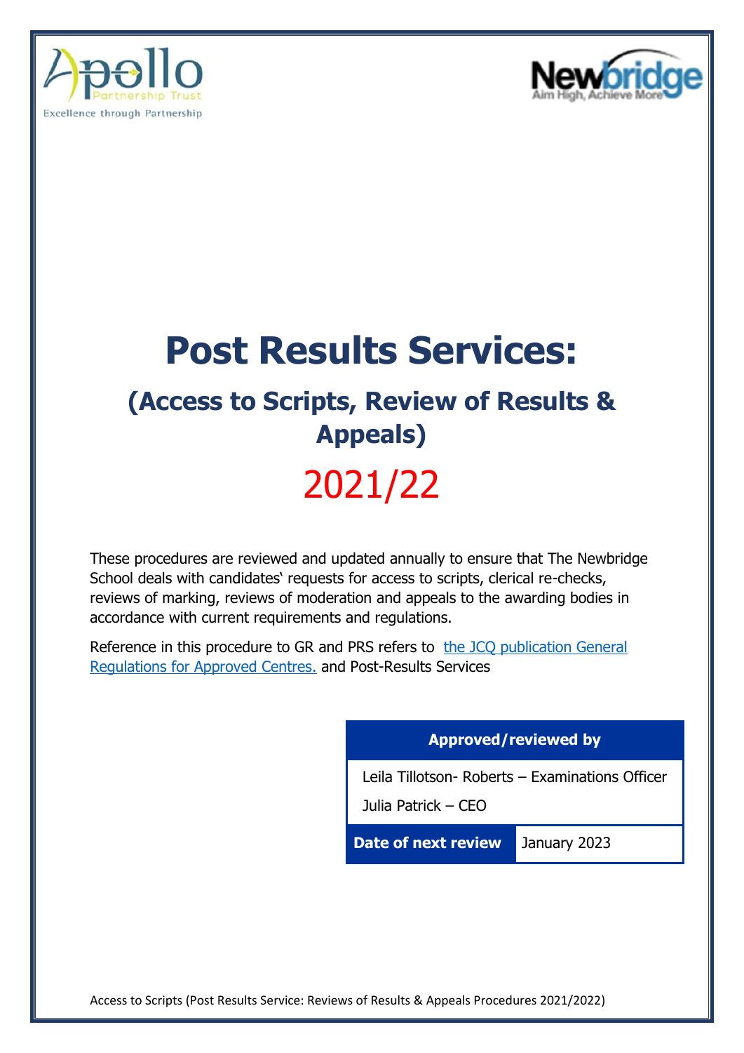Apollo Partnership Trust

Excellence through Partnership

Newbridge

Aim High, Achieve More

# Post Results Services:

## (Access to Scripts, Review of Results & Appeals)

# 2021/22

These procedures are reviewed and updated annually to ensure that The Newbridge School deals with candidates' requests for access to scripts, clerical re-checks, reviews of marking, reviews of moderation and appeals to the awarding bodies in accordance with current requirements and regulations.

Reference in this procedure to GR and PRS refers to [the JCQ publication General Regulations for Approved Centres.] and Post-Results Services

| Approved/reviewed by | |
|---|---|
| Leila Tillotson- Roberts – Examinations Officer<br>Julia Patrick – CEO | |
| **Date of next review** | January 2023 |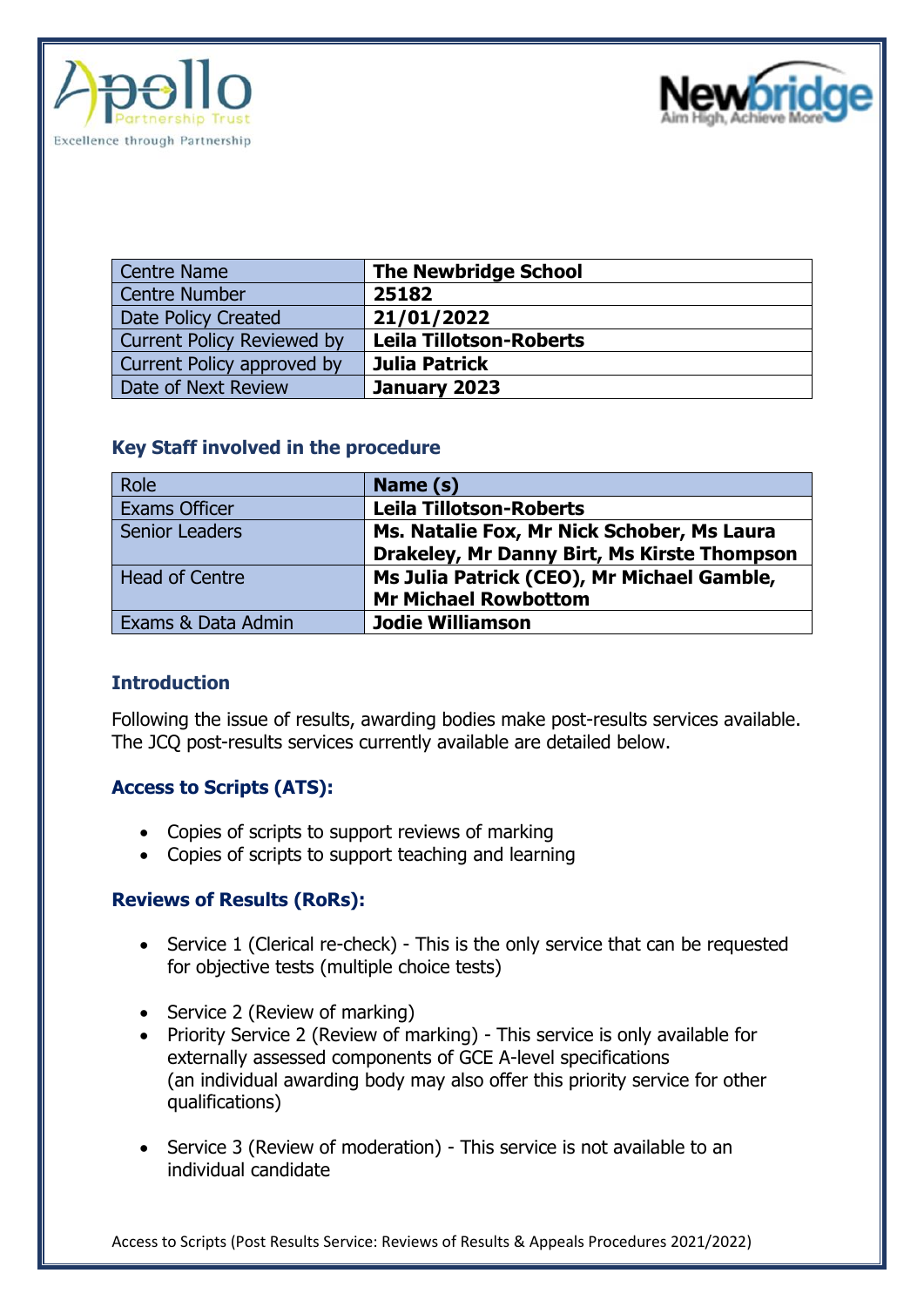| Centre Name | The Newbridge School |
| --- | --- |
| Centre Number | 25182 |
| Date Policy Created | 21/01/2022 |
| Current Policy Reviewed by | Leila Tillotson-Roberts |
| Current Policy approved by | Julia Patrick |
| Date of Next Review | January 2023 |

### Key Staff involved in the procedure

| Role | Name (s) |
| --- | --- |
| Exams Officer | Leila Tillotson-Roberts |
| Senior Leaders | Ms. Natalie Fox, Mr Nick Schober, Ms Laura Drakeley, Mr Danny Birt, Ms Kirste Thompson |
| Head of Centre | Ms Julia Patrick (CEO), Mr Michael Gamble, Mr Michael Rowbottom |
| Exams & Data Admin | Jodie Williamson |

### Introduction

Following the issue of results, awarding bodies make post-results services available. The JCQ post-results services currently available are detailed below.

### Access to Scripts (ATS):

- Copies of scripts to support reviews of marking
- Copies of scripts to support teaching and learning

### Reviews of Results (RoRs):

- Service 1 (Clerical re-check) - This is the only service that can be requested for objective tests (multiple choice tests)
- Service 2 (Review of marking)
- Priority Service 2 (Review of marking) - This service is only available for externally assessed components of GCE A-level specifications (an individual awarding body may also offer this priority service for other qualifications)
- Service 3 (Review of moderation) - This service is not available to an individual candidate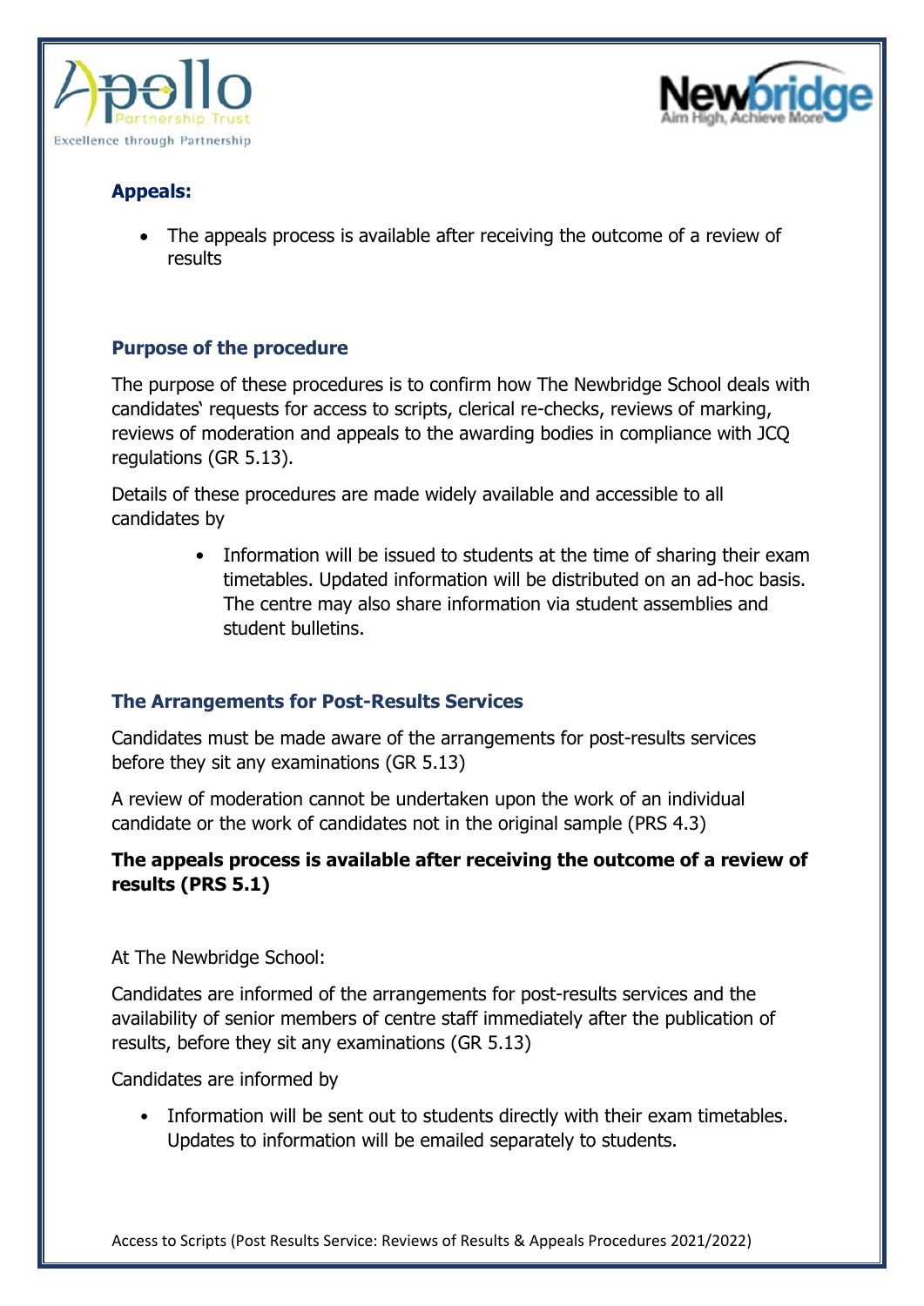## Appeals:

- The appeals process is available after receiving the outcome of a review of results

### Purpose of the procedure

The purpose of these procedures is to confirm how The Newbridge School deals with candidates' requests for access to scripts, clerical re-checks, reviews of marking, reviews of moderation and appeals to the awarding bodies in compliance with JCQ regulations (GR 5.13).

Details of these procedures are made widely available and accessible to all candidates by

- Information will be issued to students at the time of sharing their exam timetables. Updated information will be distributed on an ad-hoc basis. The centre may also share information via student assemblies and student bulletins.

### The Arrangements for Post-Results Services

Candidates must be made aware of the arrangements for post-results services before they sit any examinations (GR 5.13)

A review of moderation cannot be undertaken upon the work of an individual candidate or the work of candidates not in the original sample (PRS 4.3)

**The appeals process is available after receiving the outcome of a review of results (PRS 5.1)**

At The Newbridge School:

Candidates are informed of the arrangements for post-results services and the availability of senior members of centre staff immediately after the publication of results, before they sit any examinations (GR 5.13)

Candidates are informed by

- Information will be sent out to students directly with their exam timetables. Updates to information will be emailed separately to students.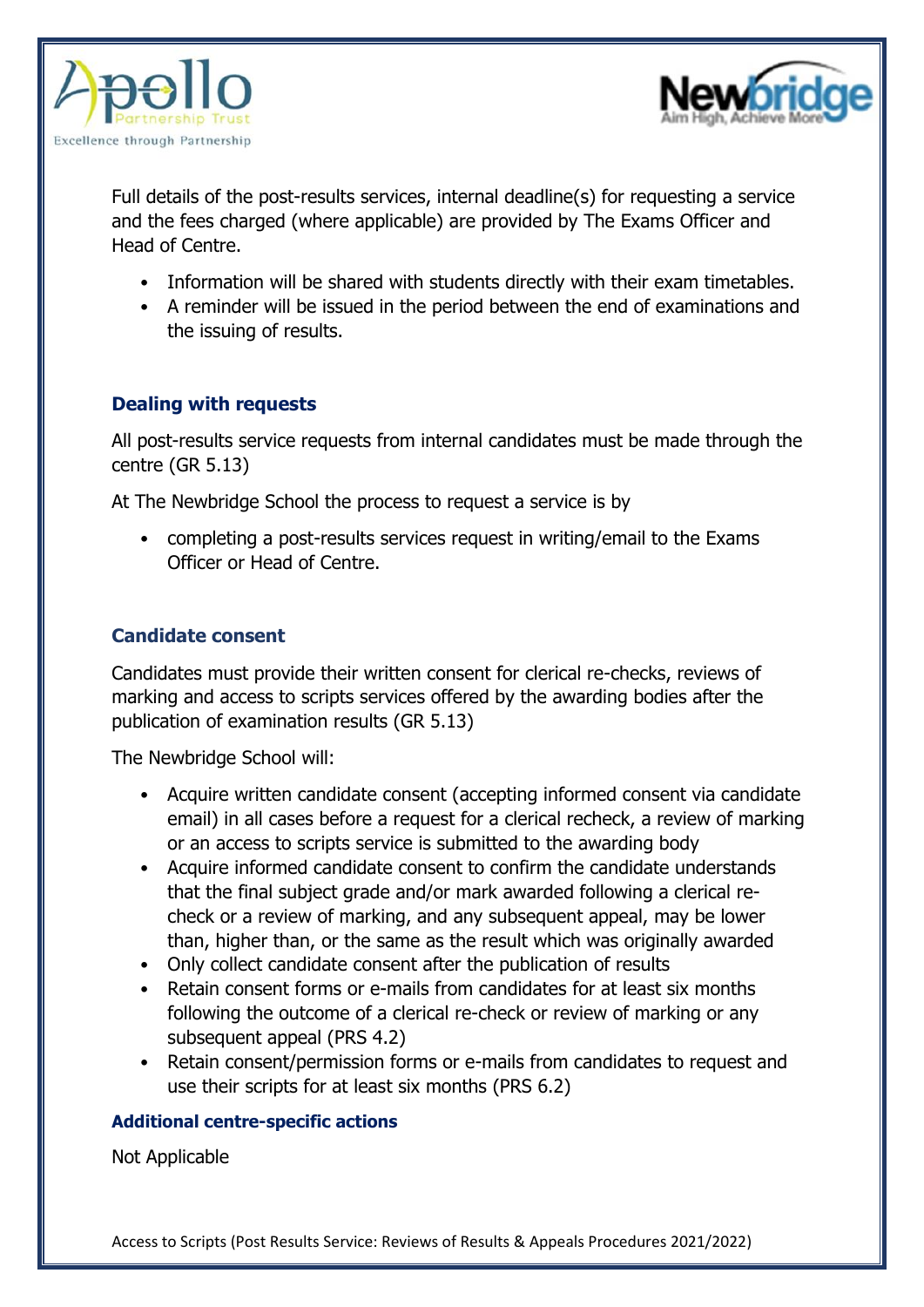Full details of the post-results services, internal deadline(s) for requesting a service and the fees charged (where applicable) are provided by The Exams Officer and Head of Centre.

- Information will be shared with students directly with their exam timetables.
- A reminder will be issued in the period between the end of examinations and the issuing of results.

## Dealing with requests

All post-results service requests from internal candidates must be made through the centre (GR 5.13)

At The Newbridge School the process to request a service is by

- completing a post-results services request in writing/email to the Exams Officer or Head of Centre.

## Candidate consent

Candidates must provide their written consent for clerical re-checks, reviews of marking and access to scripts services offered by the awarding bodies after the publication of examination results (GR 5.13)

The Newbridge School will:

- Acquire written candidate consent (accepting informed consent via candidate email) in all cases before a request for a clerical recheck, a review of marking or an access to scripts service is submitted to the awarding body
- Acquire informed candidate consent to confirm the candidate understands that the final subject grade and/or mark awarded following a clerical re-check or a review of marking, and any subsequent appeal, may be lower than, higher than, or the same as the result which was originally awarded
- Only collect candidate consent after the publication of results
- Retain consent forms or e-mails from candidates for at least six months following the outcome of a clerical re-check or review of marking or any subsequent appeal (PRS 4.2)
- Retain consent/permission forms or e-mails from candidates to request and use their scripts for at least six months (PRS 6.2)

### Additional centre-specific actions

Not Applicable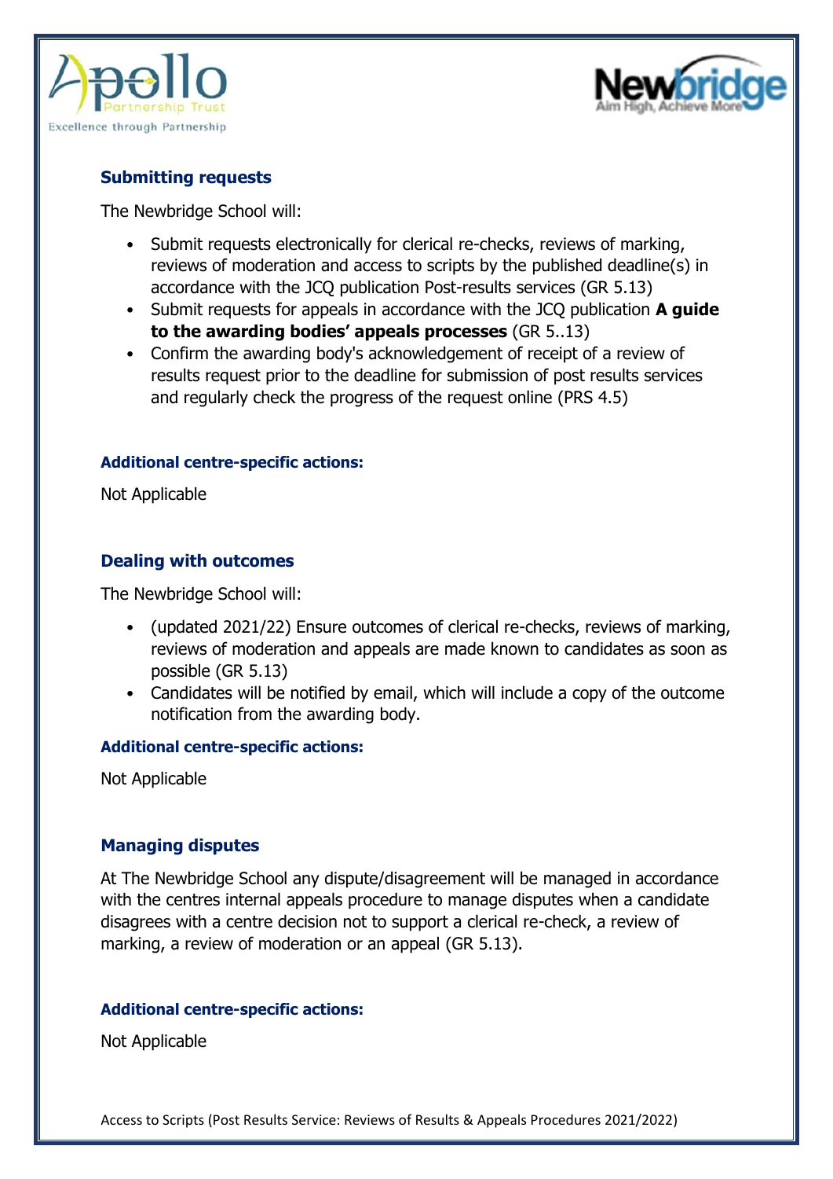## Submitting requests

The Newbridge School will:

- Submit requests electronically for clerical re-checks, reviews of marking, reviews of moderation and access to scripts by the published deadline(s) in accordance with the JCQ publication Post-results services (GR 5.13)
- Submit requests for appeals in accordance with the JCQ publication **A guide to the awarding bodies' appeals processes** (GR 5..13)
- Confirm the awarding body's acknowledgement of receipt of a review of results request prior to the deadline for submission of post results services and regularly check the progress of the request online (PRS 4.5)

#### Additional centre-specific actions:

Not Applicable

## Dealing with outcomes

The Newbridge School will:

- (updated 2021/22) Ensure outcomes of clerical re-checks, reviews of marking, reviews of moderation and appeals are made known to candidates as soon as possible (GR 5.13)
- Candidates will be notified by email, which will include a copy of the outcome notification from the awarding body.

#### Additional centre-specific actions:

Not Applicable

## Managing disputes

At The Newbridge School any dispute/disagreement will be managed in accordance with the centres internal appeals procedure to manage disputes when a candidate disagrees with a centre decision not to support a clerical re-check, a review of marking, a review of moderation or an appeal (GR 5.13).

#### Additional centre-specific actions:

Not Applicable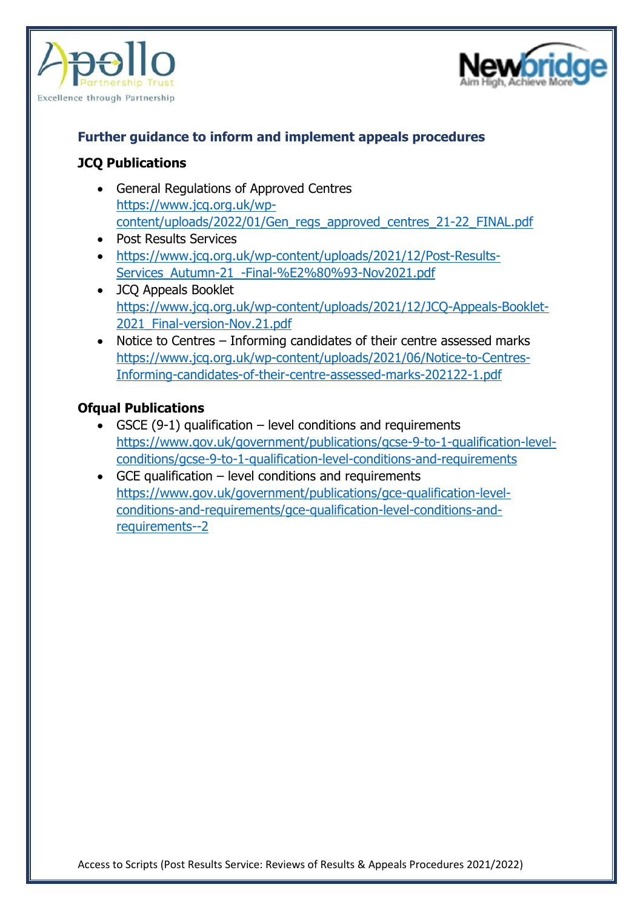## Further guidance to inform and implement appeals procedures

### JCQ Publications

- General Regulations of Approved Centres https://www.jcq.org.uk/wp-content/uploads/2022/01/Gen_regs_approved_centres_21-22_FINAL.pdf
- Post Results Services
- https://www.jcq.org.uk/wp-content/uploads/2021/12/Post-Results-Services_Autumn-21_-Final-%E2%80%93-Nov2021.pdf
- JCQ Appeals Booklet https://www.jcq.org.uk/wp-content/uploads/2021/12/JCQ-Appeals-Booklet-2021_Final-version-Nov.21.pdf
- Notice to Centres – Informing candidates of their centre assessed marks https://www.jcq.org.uk/wp-content/uploads/2021/06/Notice-to-Centres-Informing-candidates-of-their-centre-assessed-marks-202122-1.pdf

### Ofqual Publications

- GSCE (9-1) qualification – level conditions and requirements https://www.gov.uk/government/publications/gcse-9-to-1-qualification-level-conditions/gcse-9-to-1-qualification-level-conditions-and-requirements
- GCE qualification – level conditions and requirements https://www.gov.uk/government/publications/gce-qualification-level-conditions-and-requirements/gce-qualification-level-conditions-and-requirements--2